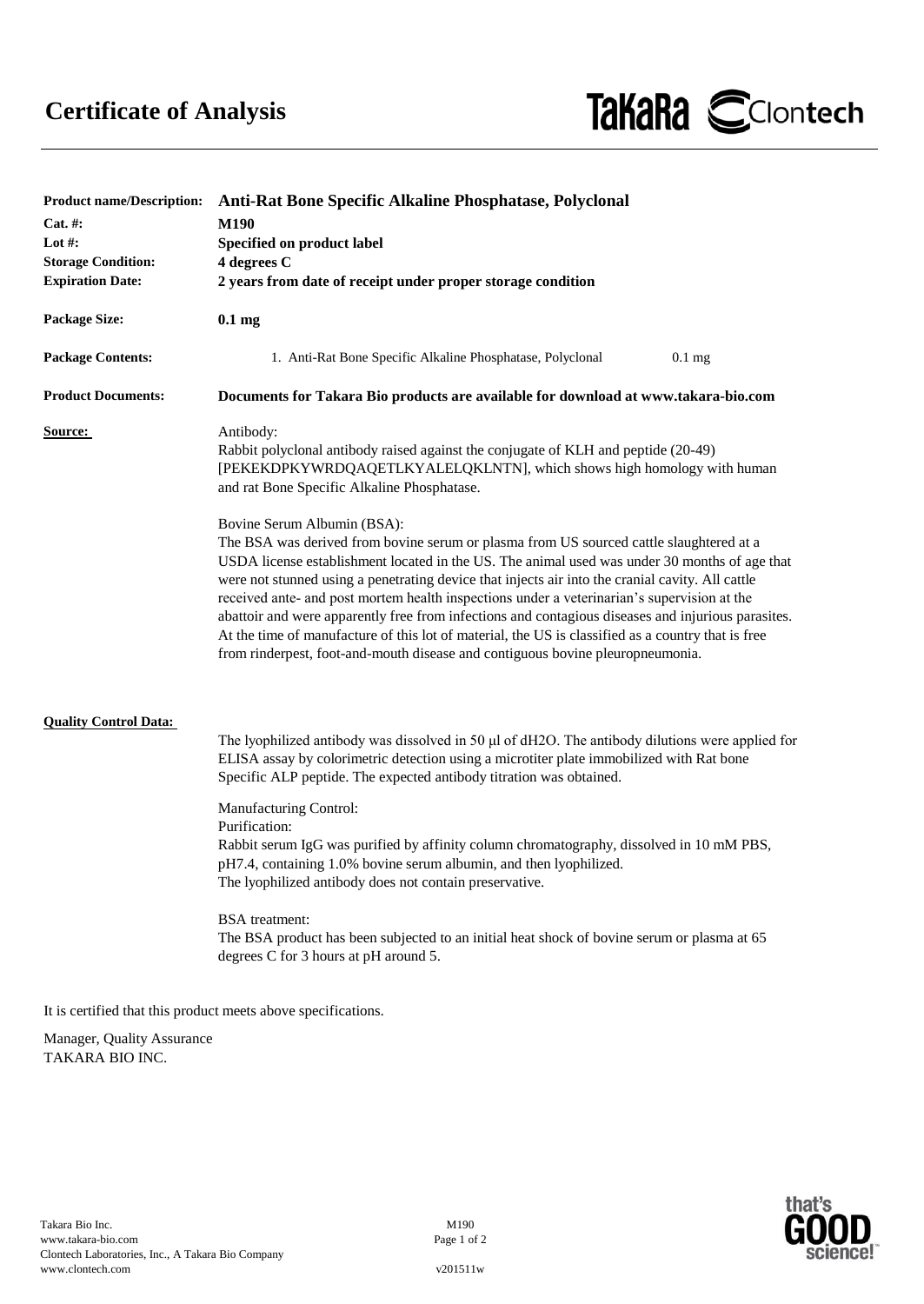# Certificate of Analysis

TaKaRa Clontech

**Product name/Description:** **Anti-Rat Bone Specific Alkaline Phosphatase, Polyclonal**
**Cat. #:** **M190**
**Lot #:** **Specified on product label**
**Storage Condition:** **4 degrees C**
**Expiration Date:** **2 years from date of receipt under proper storage condition**

**Package Size:** **0.1 mg**

**Package Contents:**

1. Anti-Rat Bone Specific Alkaline Phosphatase, Polyclonal — 0.1 mg

**Product Documents:** **Documents for Takara Bio products are available for download at www.takara-bio.com**

**Source:**

Antibody:
Rabbit polyclonal antibody raised against the conjugate of KLH and peptide (20-49) [PEKEKDPKYWRDQAQETLKYALELQKLNTN], which shows high homology with human and rat Bone Specific Alkaline Phosphatase.

Bovine Serum Albumin (BSA):
The BSA was derived from bovine serum or plasma from US sourced cattle slaughtered at a USDA license establishment located in the US. The animal used was under 30 months of age that were not stunned using a penetrating device that injects air into the cranial cavity. All cattle received ante- and post mortem health inspections under a veterinarian's supervision at the abattoir and were apparently free from infections and contagious diseases and injurious parasites. At the time of manufacture of this lot of material, the US is classified as a country that is free from rinderpest, foot-and-mouth disease and contiguous bovine pleuropneumonia.

**Quality Control Data:**

The lyophilized antibody was dissolved in 50 μl of dH2O. The antibody dilutions were applied for ELISA assay by colorimetric detection using a microtiter plate immobilized with Rat bone Specific ALP peptide. The expected antibody titration was obtained.

Manufacturing Control:
Purification:
Rabbit serum IgG was purified by affinity column chromatography, dissolved in 10 mM PBS, pH7.4, containing 1.0% bovine serum albumin, and then lyophilized.
The lyophilized antibody does not contain preservative.

BSA treatment:
The BSA product has been subjected to an initial heat shock of bovine serum or plasma at 65 degrees C for 3 hours at pH around 5.

It is certified that this product meets above specifications.

Manager, Quality Assurance
TAKARA BIO INC.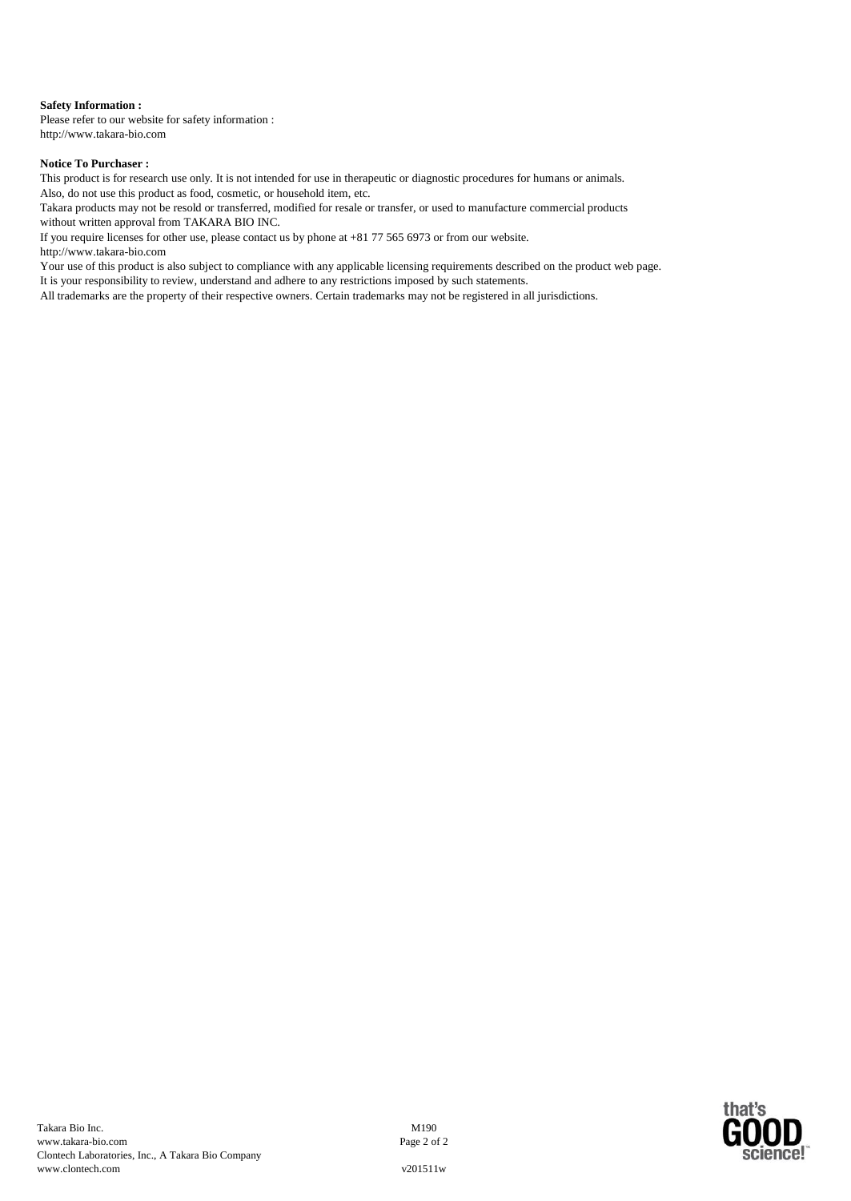**Safety Information :**

Please refer to our website for safety information :
http://www.takara-bio.com

**Notice To Purchaser :**

This product is for research use only. It is not intended for use in therapeutic or diagnostic procedures for humans or animals.
Also, do not use this product as food, cosmetic, or household item, etc.
Takara products may not be resold or transferred, modified for resale or transfer, or used to manufacture commercial products without written approval from TAKARA BIO INC.
If you require licenses for other use, please contact us by phone at +81 77 565 6973 or from our website.
http://www.takara-bio.com
Your use of this product is also subject to compliance with any applicable licensing requirements described on the product web page.
It is your responsibility to review, understand and adhere to any restrictions imposed by such statements.
All trademarks are the property of their respective owners. Certain trademarks may not be registered in all jurisdictions.